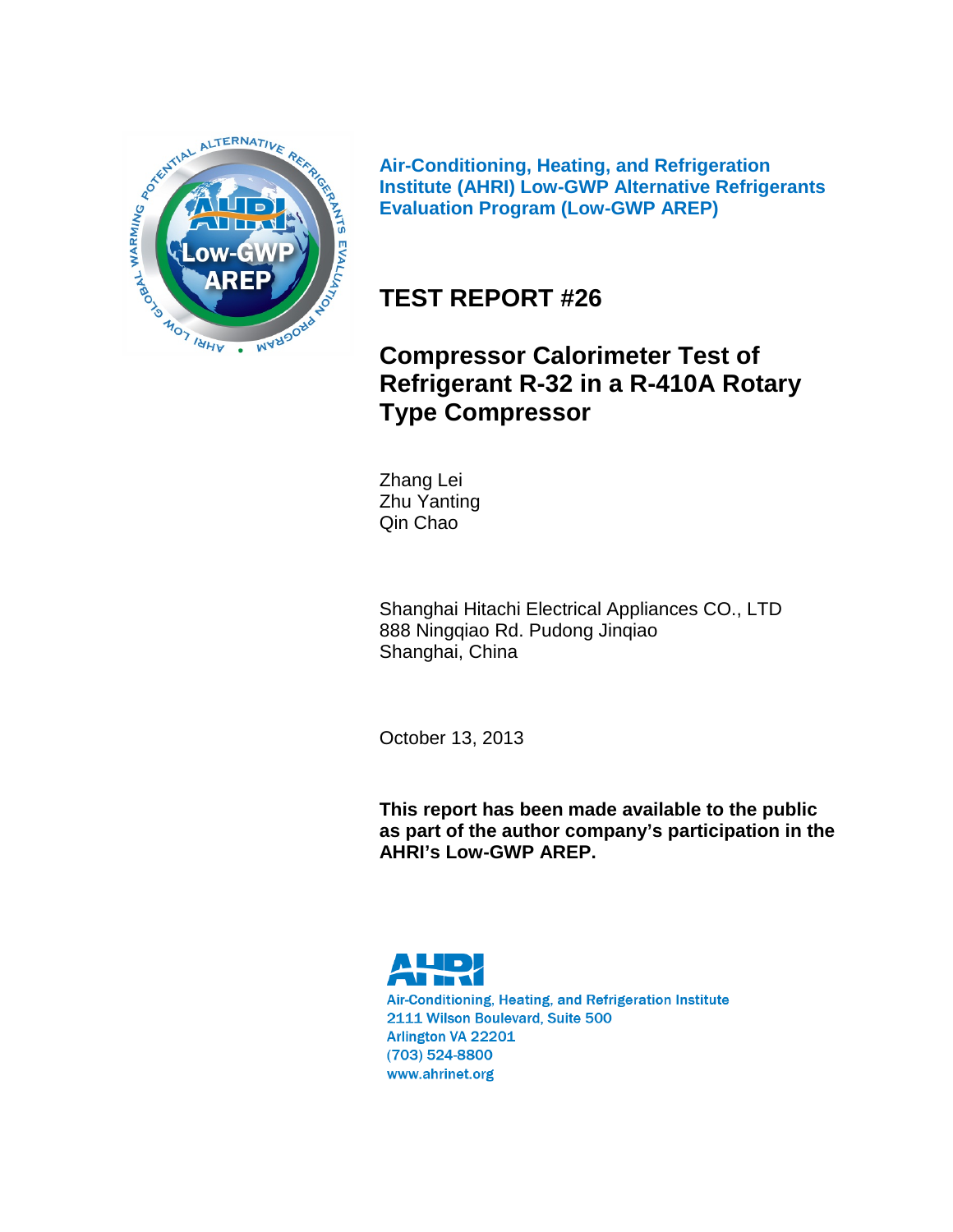**Air-Conditioning, Heating, and Refrigeration Institute (AHRI) Low-GWP Alternative Refrigerants Evaluation Program (Low-GWP AREP)**

# TEST REPORT #26

## Compressor Calorimeter Test of Refrigerant R-32 in a R-410A Rotary Type Compressor

Zhang Lei
Zhu Yanting
Qin Chao

Shanghai Hitachi Electrical Appliances CO., LTD
888 Ningqiao Rd. Pudong Jinqiao
Shanghai, China

October 13, 2013

**This report has been made available to the public as part of the author company's participation in the AHRI's Low-GWP AREP.**

Air-Conditioning, Heating, and Refrigeration Institute
2111 Wilson Boulevard, Suite 500
Arlington VA 22201
(703) 524-8800
www.ahrinet.org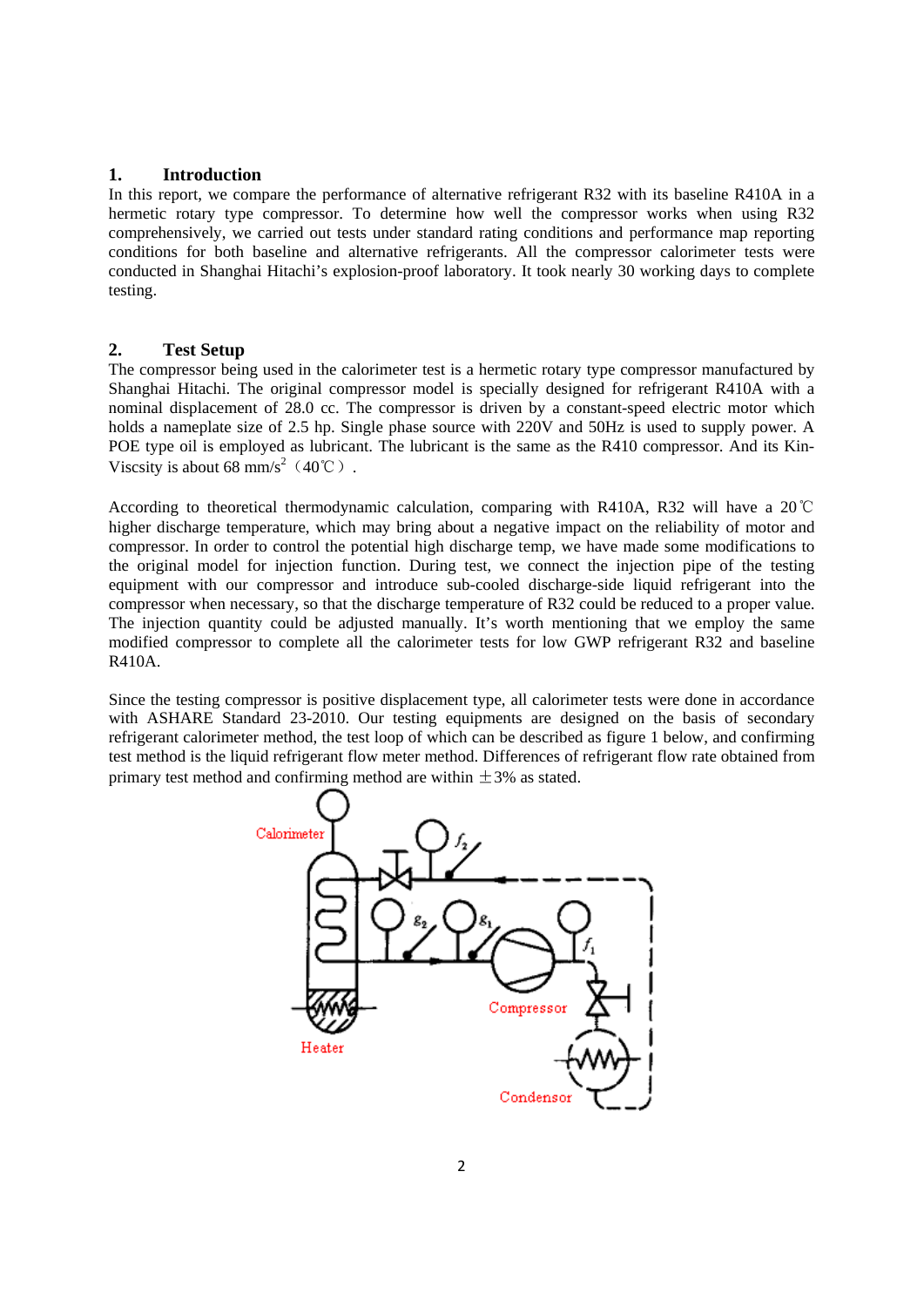## 1. Introduction

In this report, we compare the performance of alternative refrigerant R32 with its baseline R410A in a hermetic rotary type compressor. To determine how well the compressor works when using R32 comprehensively, we carried out tests under standard rating conditions and performance map reporting conditions for both baseline and alternative refrigerants. All the compressor calorimeter tests were conducted in Shanghai Hitachi's explosion-proof laboratory. It took nearly 30 working days to complete testing.

## 2. Test Setup

The compressor being used in the calorimeter test is a hermetic rotary type compressor manufactured by Shanghai Hitachi. The original compressor model is specially designed for refrigerant R410A with a nominal displacement of 28.0 cc. The compressor is driven by a constant-speed electric motor which holds a nameplate size of 2.5 hp. Single phase source with 220V and 50Hz is used to supply power. A POE type oil is employed as lubricant. The lubricant is the same as the R410 compressor. And its Kin-Viscsity is about 68 $mm/s^2$（40℃）.

According to theoretical thermodynamic calculation, comparing with R410A, R32 will have a 20℃ higher discharge temperature, which may bring about a negative impact on the reliability of motor and compressor. In order to control the potential high discharge temp, we have made some modifications to the original model for injection function. During test, we connect the injection pipe of the testing equipment with our compressor and introduce sub-cooled discharge-side liquid refrigerant into the compressor when necessary, so that the discharge temperature of R32 could be reduced to a proper value. The injection quantity could be adjusted manually. It's worth mentioning that we employ the same modified compressor to complete all the calorimeter tests for low GWP refrigerant R32 and baseline R410A.

Since the testing compressor is positive displacement type, all calorimeter tests were done in accordance with ASHARE Standard 23-2010. Our testing equipments are designed on the basis of secondary refrigerant calorimeter method, the test loop of which can be described as figure 1 below, and confirming test method is the liquid refrigerant flow meter method. Differences of refrigerant flow rate obtained from primary test method and confirming method are within ±3% as stated.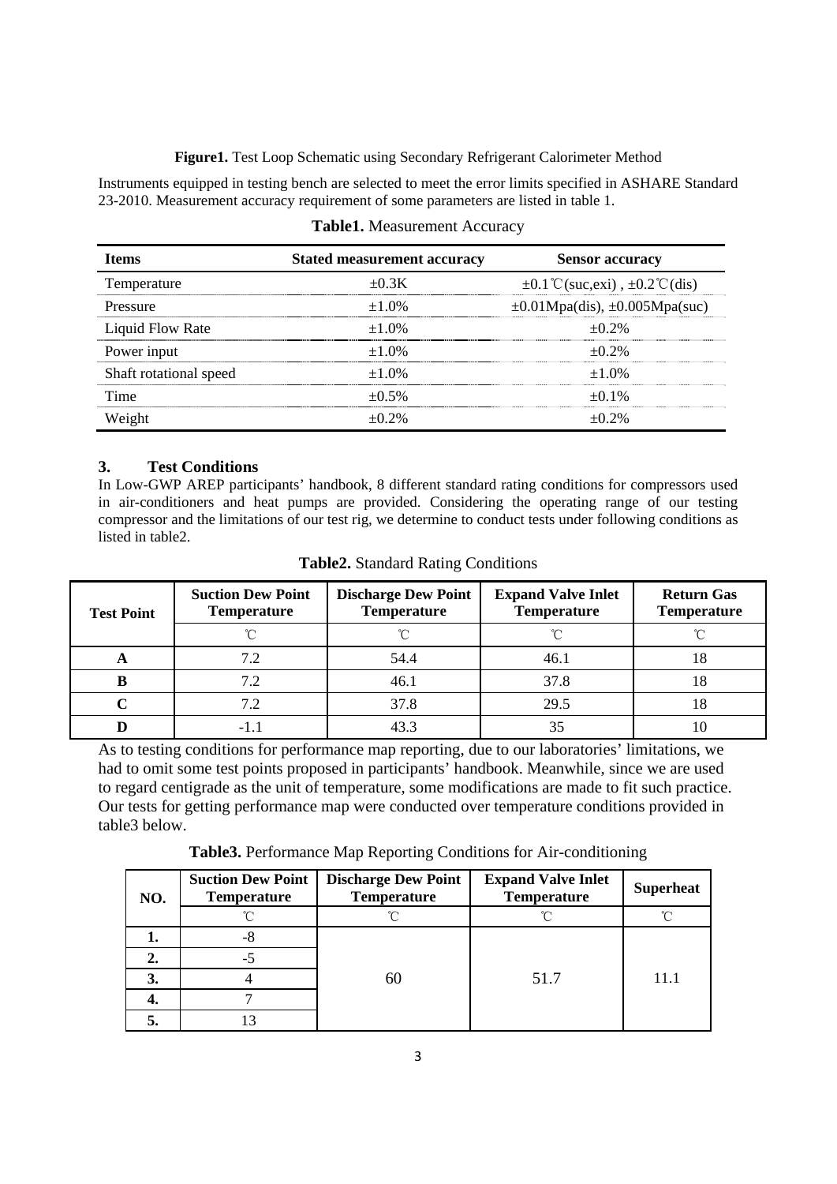**Figure1.** Test Loop Schematic using Secondary Refrigerant Calorimeter Method

Instruments equipped in testing bench are selected to meet the error limits specified in ASHARE Standard 23-2010. Measurement accuracy requirement of some parameters are listed in table 1.

**Table1.** Measurement Accuracy

| Items | Stated measurement accuracy | Sensor accuracy |
|---|---|---|
| Temperature | ±0.3K | ±0.1℃(suc,exi) , ±0.2℃(dis) |
| Pressure | ±1.0% | ±0.01Mpa(dis), ±0.005Mpa(suc) |
| Liquid Flow Rate | ±1.0% | ±0.2% |
| Power input | ±1.0% | ±0.2% |
| Shaft rotational speed | ±1.0% | ±1.0% |
| Time | ±0.5% | ±0.1% |
| Weight | ±0.2% | ±0.2% |

## 3. Test Conditions

In Low-GWP AREP participants' handbook, 8 different standard rating conditions for compressors used in air-conditioners and heat pumps are provided. Considering the operating range of our testing compressor and the limitations of our test rig, we determine to conduct tests under following conditions as listed in table2.

**Table2.** Standard Rating Conditions

| Test Point | Suction Dew Point Temperature | Discharge Dew Point Temperature | Expand Valve Inlet Temperature | Return Gas Temperature |
|---|---|---|---|---|
| | ℃ | ℃ | ℃ | ℃ |
| **A** | 7.2 | 54.4 | 46.1 | 18 |
| **B** | 7.2 | 46.1 | 37.8 | 18 |
| **C** | 7.2 | 37.8 | 29.5 | 18 |
| **D** | -1.1 | 43.3 | 35 | 10 |

As to testing conditions for performance map reporting, due to our laboratories' limitations, we had to omit some test points proposed in participants' handbook. Meanwhile, since we are used to regard centigrade as the unit of temperature, some modifications are made to fit such practice. Our tests for getting performance map were conducted over temperature conditions provided in table3 below.

**Table3.** Performance Map Reporting Conditions for Air-conditioning

| NO. | Suction Dew Point Temperature | Discharge Dew Point Temperature | Expand Valve Inlet Temperature | Superheat |
|---|---|---|---|---|
| | ℃ | ℃ | ℃ | ℃ |
| **1.** | -8 | 60 | 51.7 | 11.1 |
| **2.** | -5 | | | |
| **3.** | 4 | | | |
| **4.** | 7 | | | |
| **5.** | 13 | | | |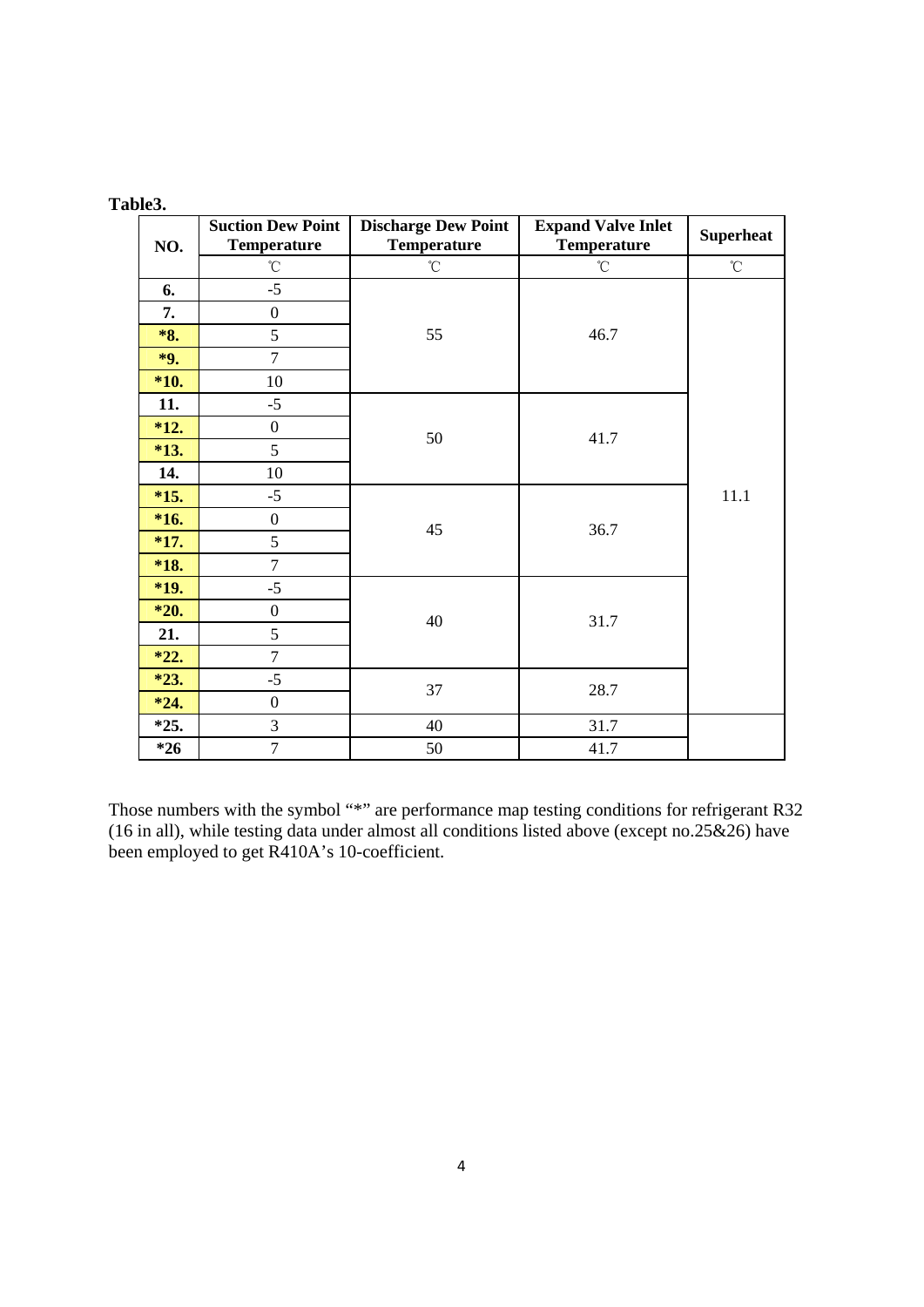**Table3.**

| NO. | Suction Dew Point Temperature | Discharge Dew Point Temperature | Expand Valve Inlet Temperature | Superheat |
|---|---|---|---|---|
| | ℃ | ℃ | ℃ | ℃ |
| **6.** | -5 | 55 | 46.7 | 11.1 |
| **7.** | 0 | | | |
| ***8.** | 5 | | | |
| ***9.** | 7 | | | |
| ***10.** | 10 | | | |
| **11.** | -5 | 50 | 41.7 | |
| ***12.** | 0 | | | |
| ***13.** | 5 | | | |
| **14.** | 10 | | | |
| ***15.** | -5 | 45 | 36.7 | |
| ***16.** | 0 | | | |
| ***17.** | 5 | | | |
| ***18.** | 7 | | | |
| ***19.** | -5 | 40 | 31.7 | |
| ***20.** | 0 | | | |
| **21.** | 5 | | | |
| ***22.** | 7 | | | |
| ***23.** | -5 | 37 | 28.7 | |
| ***24.** | 0 | | | |
| ***25.** | 3 | 40 | 31.7 | |
| ***26** | 7 | 50 | 41.7 | |

Those numbers with the symbol "*" are performance map testing conditions for refrigerant R32 (16 in all), while testing data under almost all conditions listed above (except no.25&26) have been employed to get R410A's 10-coefficient.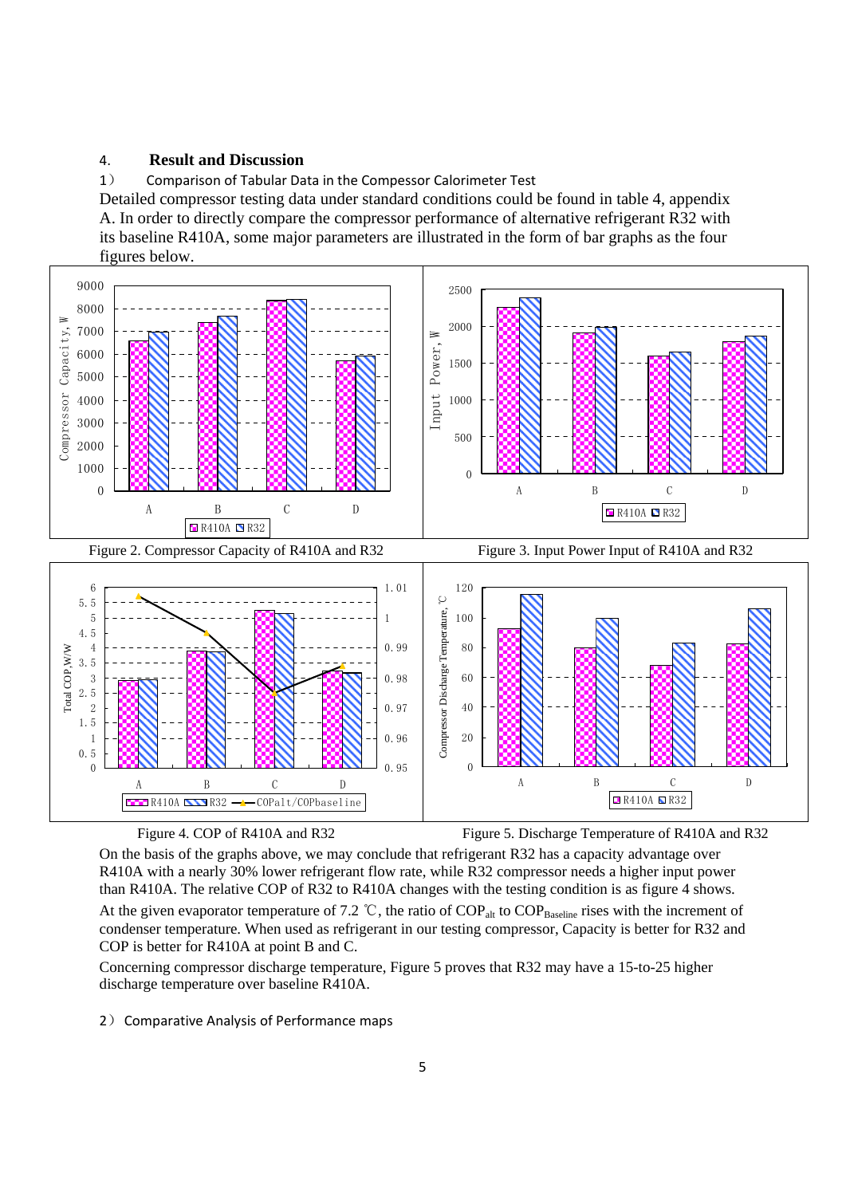## 4. **Result and Discussion**

1） Comparison of Tabular Data in the Compessor Calorimeter Test

Detailed compressor testing data under standard conditions could be found in table 4, appendix A. In order to directly compare the compressor performance of alternative refrigerant R32 with its baseline R410A, some major parameters are illustrated in the form of bar graphs as the four figures below.

Figure 2. Compressor Capacity of R410A and R32

Figure 3. Input Power Input of R410A and R32

Figure 4. COP of R410A and R32

Figure 5. Discharge Temperature of R410A and R32

On the basis of the graphs above, we may conclude that refrigerant R32 has a capacity advantage over R410A with a nearly 30% lower refrigerant flow rate, while R32 compressor needs a higher input power than R410A. The relative COP of R32 to R410A changes with the testing condition is as figure 4 shows.

At the given evaporator temperature of 7.2 ℃, the ratio of $COP_{alt}$ to $COP_{Baseline}$ rises with the increment of condenser temperature. When used as refrigerant in our testing compressor, Capacity is better for R32 and COP is better for R410A at point B and C.

Concerning compressor discharge temperature, Figure 5 proves that R32 may have a 15-to-25 higher discharge temperature over baseline R410A.

2） Comparative Analysis of Performance maps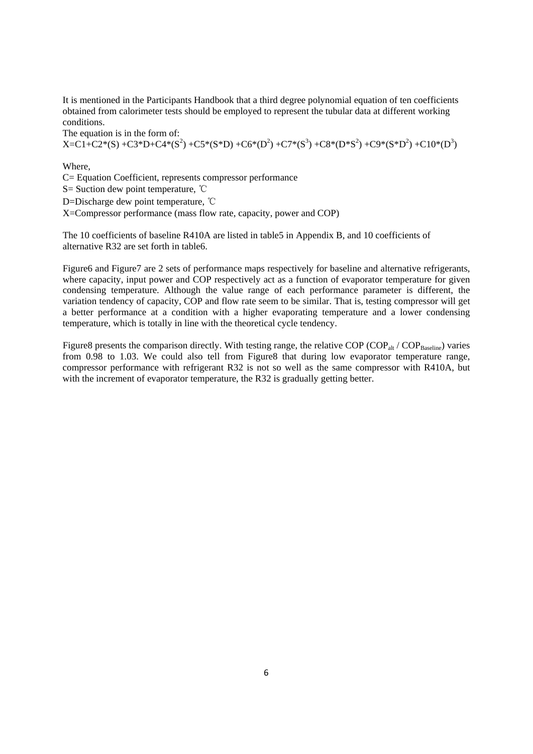It is mentioned in the Participants Handbook that a third degree polynomial equation of ten coefficients obtained from calorimeter tests should be employed to represent the tubular data at different working conditions.

The equation is in the form of:

$$X=C1+C2*(S)+C3*D+C4*(S^2)+C5*(S*D)+C6*(D^2)+C7*(S^3)+C8*(D*S^2)+C9*(S*D^2)+C10*(D^3)$$

Where,

C= Equation Coefficient, represents compressor performance

S= Suction dew point temperature, ℃

D=Discharge dew point temperature, ℃

X=Compressor performance (mass flow rate, capacity, power and COP)

The 10 coefficients of baseline R410A are listed in table5 in Appendix B, and 10 coefficients of alternative R32 are set forth in table6.

Figure6 and Figure7 are 2 sets of performance maps respectively for baseline and alternative refrigerants, where capacity, input power and COP respectively act as a function of evaporator temperature for given condensing temperature. Although the value range of each performance parameter is different, the variation tendency of capacity, COP and flow rate seem to be similar. That is, testing compressor will get a better performance at a condition with a higher evaporating temperature and a lower condensing temperature, which is totally in line with the theoretical cycle tendency.

Figure8 presents the comparison directly. With testing range, the relative COP ($COP_{alt}$ / $COP_{Baseline}$) varies from 0.98 to 1.03. We could also tell from Figure8 that during low evaporator temperature range, compressor performance with refrigerant R32 is not so well as the same compressor with R410A, but with the increment of evaporator temperature, the R32 is gradually getting better.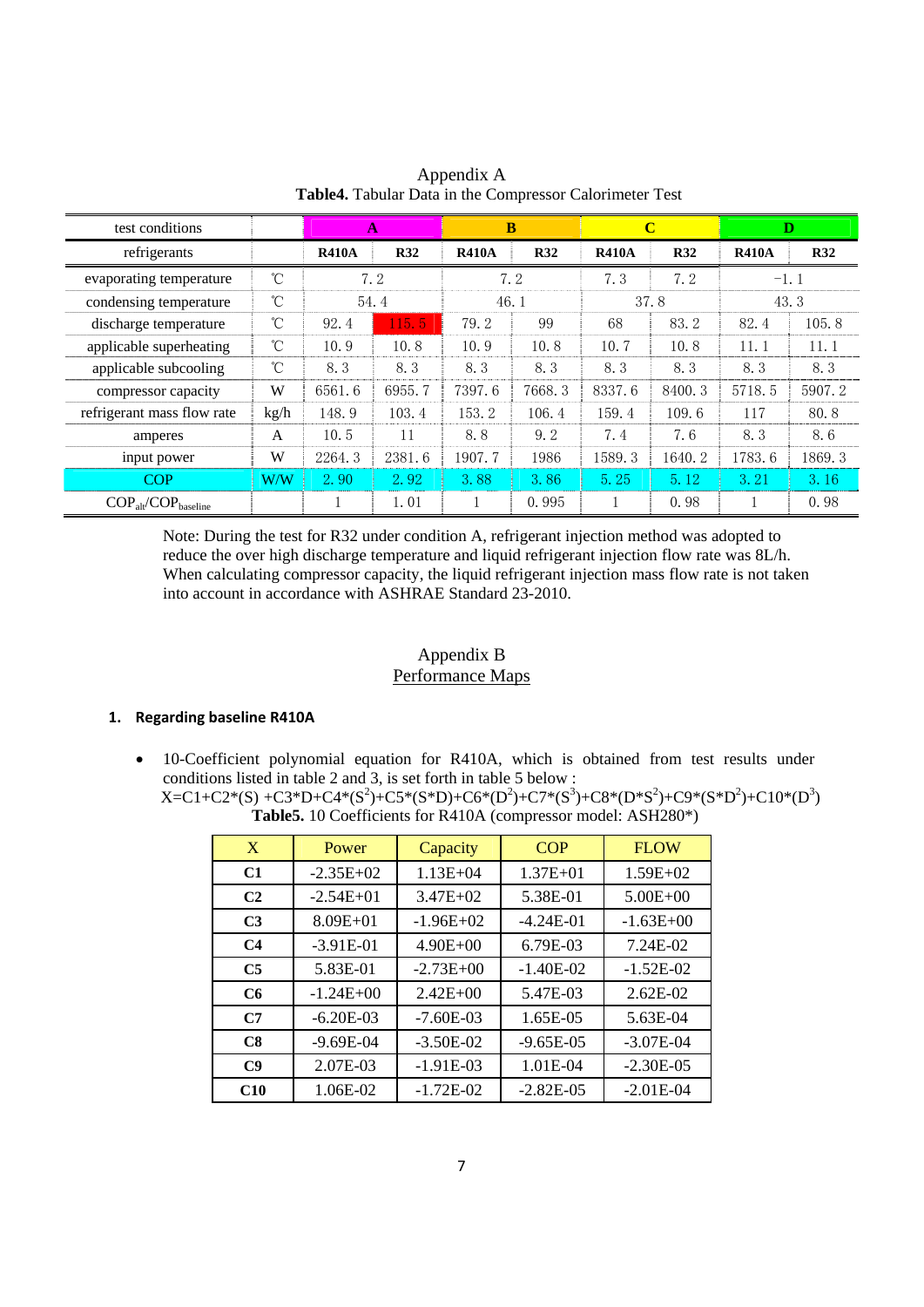Appendix A

**Table4.** Tabular Data in the Compressor Calorimeter Test

| test conditions | | A | | B | | C | | D | |
|---|---|---|---|---|---|---|---|---|---|
| refrigerants | | **R410A** | **R32** | **R410A** | **R32** | **R410A** | **R32** | **R410A** | **R32** |
| evaporating temperature | ℃ | 7.2 | | 7.2 | | 7.3 | 7.2 | −1.1 | |
| condensing temperature | ℃ | 54.4 | | 46.1 | | 37.8 | | 43.3 | |
| discharge temperature | ℃ | 92.4 | 115.5 | 79.2 | 99 | 68 | 83.2 | 82.4 | 105.8 |
| applicable superheating | ℃ | 10.9 | 10.8 | 10.9 | 10.8 | 10.7 | 10.8 | 11.1 | 11.1 |
| applicable subcooling | ℃ | 8.3 | 8.3 | 8.3 | 8.3 | 8.3 | 8.3 | 8.3 | 8.3 |
| compressor capacity | W | 6561.6 | 6955.7 | 7397.6 | 7668.3 | 8337.6 | 8400.3 | 5718.5 | 5907.2 |
| refrigerant mass flow rate | kg/h | 148.9 | 103.4 | 153.2 | 106.4 | 159.4 | 109.6 | 117 | 80.8 |
| amperes | A | 10.5 | 11 | 8.8 | 9.2 | 7.4 | 7.6 | 8.3 | 8.6 |
| input power | W | 2264.3 | 2381.6 | 1907.7 | 1986 | 1589.3 | 1640.2 | 1783.6 | 1869.3 |
| COP | W/W | 2.90 | 2.92 | 3.88 | 3.86 | 5.25 | 5.12 | 3.21 | 3.16 |
| $COP_{alt}/COP_{baseline}$ | | 1 | 1.01 | 1 | 0.995 | 1 | 0.98 | 1 | 0.98 |

Note: During the test for R32 under condition A, refrigerant injection method was adopted to reduce the over high discharge temperature and liquid refrigerant injection flow rate was 8L/h. When calculating compressor capacity, the liquid refrigerant injection mass flow rate is not taken into account in accordance with ASHRAE Standard 23-2010.

Appendix B

Performance Maps

## 1. Regarding baseline R410A

- 10-Coefficient polynomial equation for R410A, which is obtained from test results under conditions listed in table 2 and 3, is set forth in table 5 below :

$$X=C1+C2*(S)+C3*D+C4*(S^2)+C5*(S*D)+C6*(D^2)+C7*(S^3)+C8*(D*S^2)+C9*(S*D^2)+C10*(D^3)$$

**Table5.** 10 Coefficients for R410A (compressor model: ASH280*)

| X | Power | Capacity | COP | FLOW |
|---|---|---|---|---|
| **C1** | -2.35E+02 | 1.13E+04 | 1.37E+01 | 1.59E+02 |
| **C2** | -2.54E+01 | 3.47E+02 | 5.38E-01 | 5.00E+00 |
| **C3** | 8.09E+01 | -1.96E+02 | -4.24E-01 | -1.63E+00 |
| **C4** | -3.91E-01 | 4.90E+00 | 6.79E-03 | 7.24E-02 |
| **C5** | 5.83E-01 | -2.73E+00 | -1.40E-02 | -1.52E-02 |
| **C6** | -1.24E+00 | 2.42E+00 | 5.47E-03 | 2.62E-02 |
| **C7** | -6.20E-03 | -7.60E-03 | 1.65E-05 | 5.63E-04 |
| **C8** | -9.69E-04 | -3.50E-02 | -9.65E-05 | -3.07E-04 |
| **C9** | 2.07E-03 | -1.91E-03 | 1.01E-04 | -2.30E-05 |
| **C10** | 1.06E-02 | -1.72E-02 | -2.82E-05 | -2.01E-04 |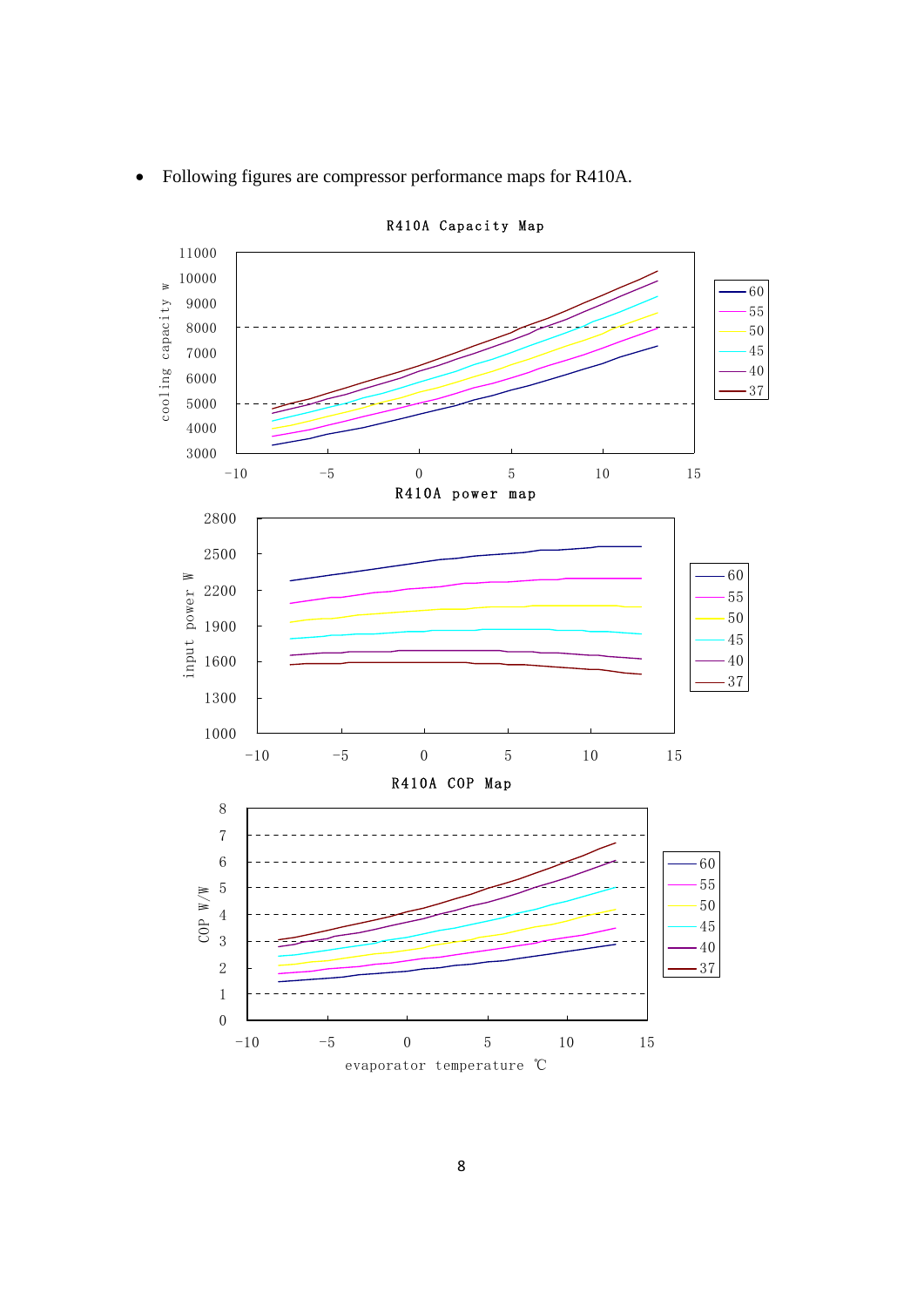- Following figures are compressor performance maps for R410A.

R410A Capacity Map

R410A power map

R410A COP Map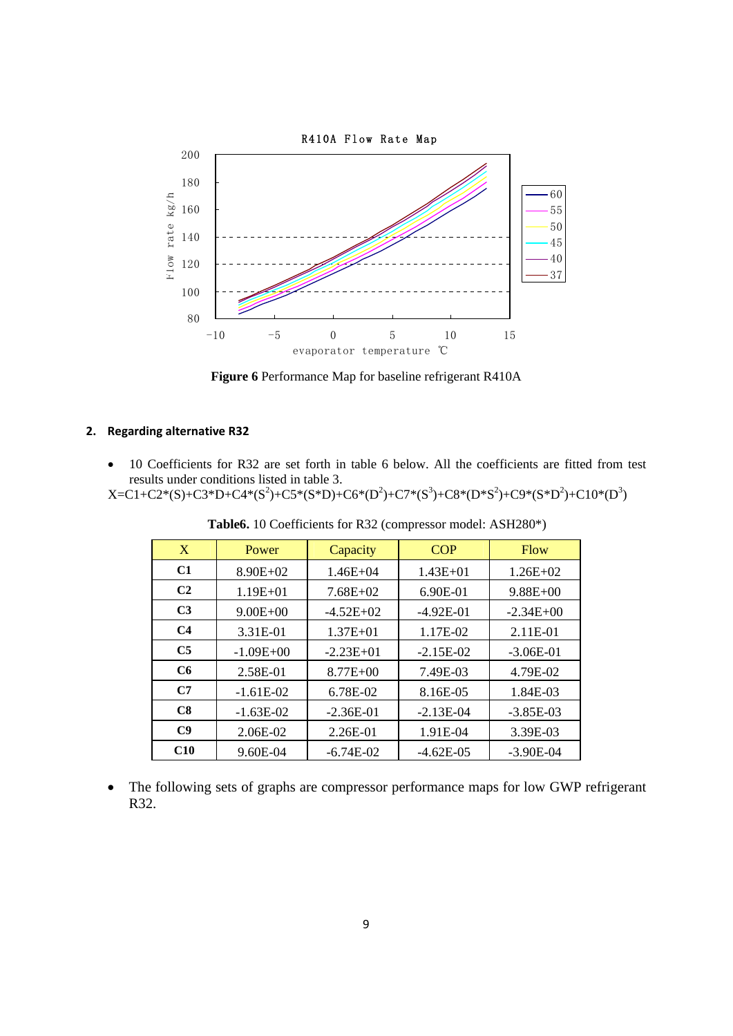Figure 6 Performance Map for baseline refrigerant R410A

2. **Regarding alternative R32**

- 10 Coefficients for R32 are set forth in table 6 below. All the coefficients are fitted from test results under conditions listed in table 3.

$$X=C1+C2*(S)+C3*D+C4*(S^2)+C5*(S*D)+C6*(D^2)+C7*(S^3)+C8*(D*S^2)+C9*(S*D^2)+C10*(D^3)$$

**Table6.** 10 Coefficients for R32 (compressor model: ASH280*)

| X | Power | Capacity | COP | Flow |
|---|---|---|---|---|
| **C1** | 8.90E+02 | 1.46E+04 | 1.43E+01 | 1.26E+02 |
| **C2** | 1.19E+01 | 7.68E+02 | 6.90E-01 | 9.88E+00 |
| **C3** | 9.00E+00 | -4.52E+02 | -4.92E-01 | -2.34E+00 |
| **C4** | 3.31E-01 | 1.37E+01 | 1.17E-02 | 2.11E-01 |
| **C5** | -1.09E+00 | -2.23E+01 | -2.15E-02 | -3.06E-01 |
| **C6** | 2.58E-01 | 8.77E+00 | 7.49E-03 | 4.79E-02 |
| **C7** | -1.61E-02 | 6.78E-02 | 8.16E-05 | 1.84E-03 |
| **C8** | -1.63E-02 | -2.36E-01 | -2.13E-04 | -3.85E-03 |
| **C9** | 2.06E-02 | 2.26E-01 | 1.91E-04 | 3.39E-03 |
| **C10** | 9.60E-04 | -6.74E-02 | -4.62E-05 | -3.90E-04 |

- The following sets of graphs are compressor performance maps for low GWP refrigerant R32.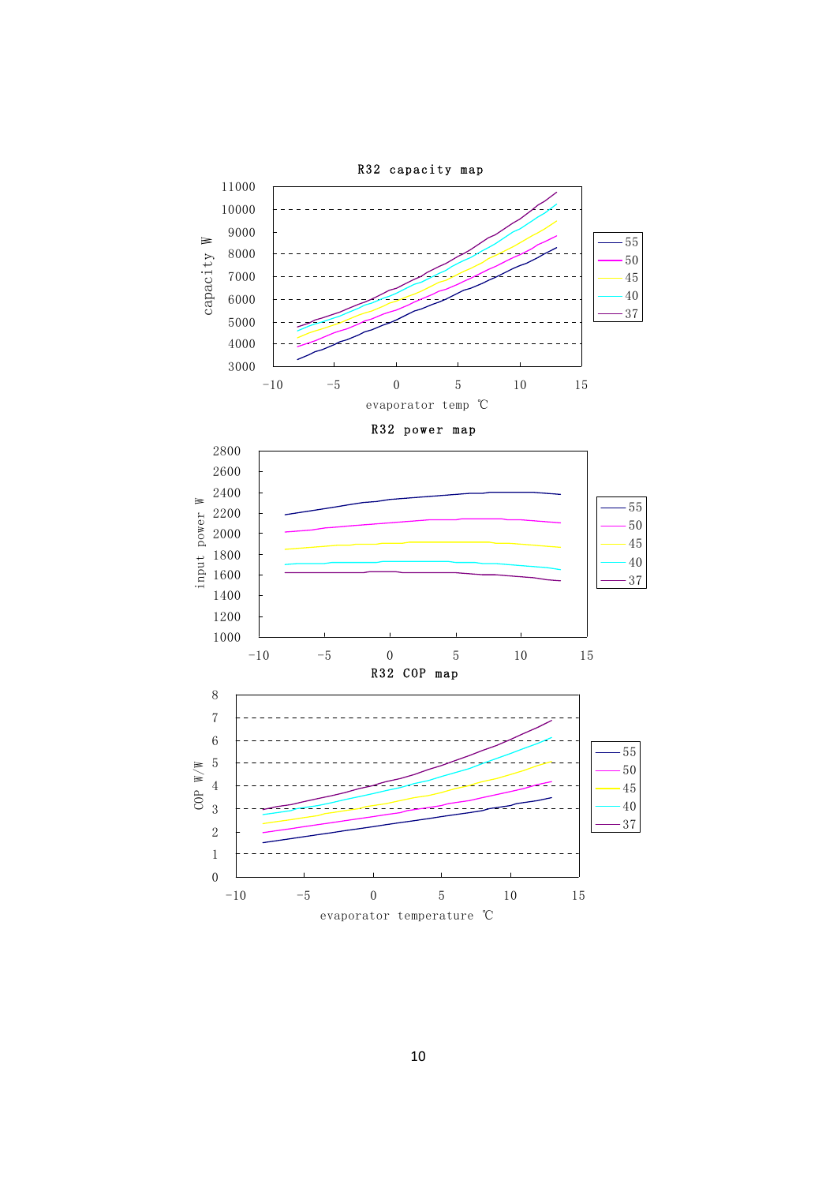**R32 capacity map**

capacity W — evaporator temp ℃

Legend: 55, 50, 45, 40, 37

**R32 power map**

input power W

Legend: 55, 50, 45, 40, 37

**R32 COP map**

COP W/W — evaporator temperature ℃

Legend: 55, 50, 45, 40, 37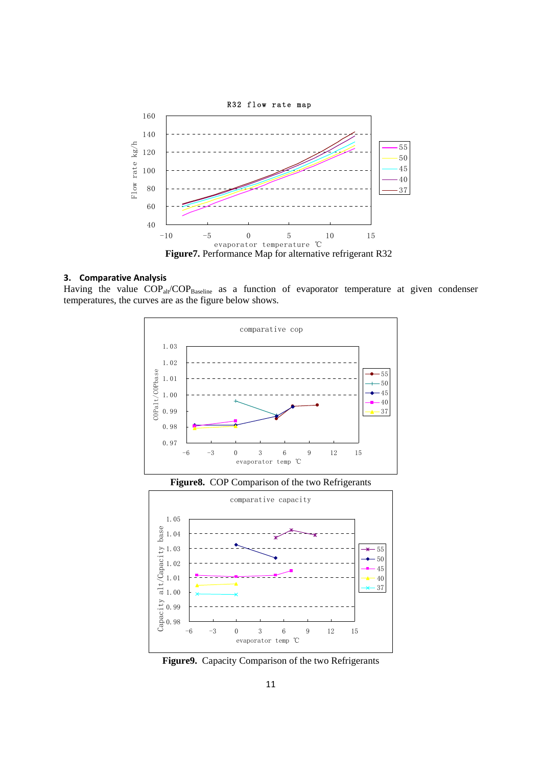R32 flow rate map

Flow rate kg/h

160
140
120
100
80
60
40

−10 −5 0 5 10 15

evaporator temperature ℃

55
50
45
40
37

**Figure7.** Performance Map for alternative refrigerant R32

## 3. Comparative Analysis

Having the value $COP_{alt}/COP_{Baseline}$ as a function of evaporator temperature at given condenser temperatures, the curves are as the figure below shows.

comparative cop

COPalt/COPbase

1.03
1.02
1.01
1.00
0.99
0.98
0.97

−6 −3 0 3 6 9 12 15

evaporator temp ℃

55
50
45
40
37

**Figure8.** COP Comparison of the two Refrigerants

comparative capacity

Capacity alt/Capacity base

1.05
1.04
1.03
1.02
1.01
1.00
0.99
0.98

−6 −3 0 3 6 9 12 15

evaporator temp ℃

55
50
45
40
37

**Figure9.** Capacity Comparison of the two Refrigerants